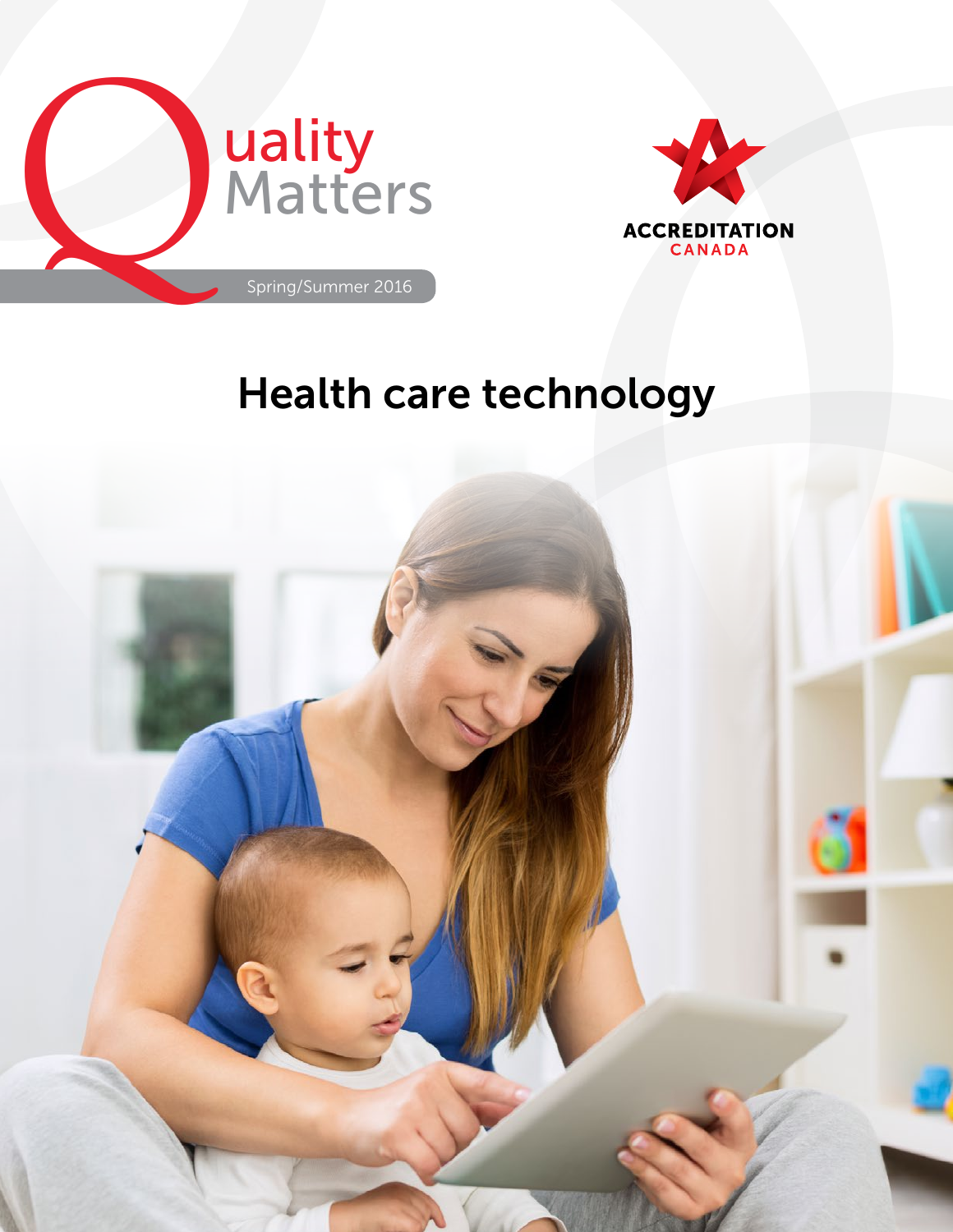# Quality Matters

Spring/Summer 2016

ACCREDITATION CANADA

# Health care technology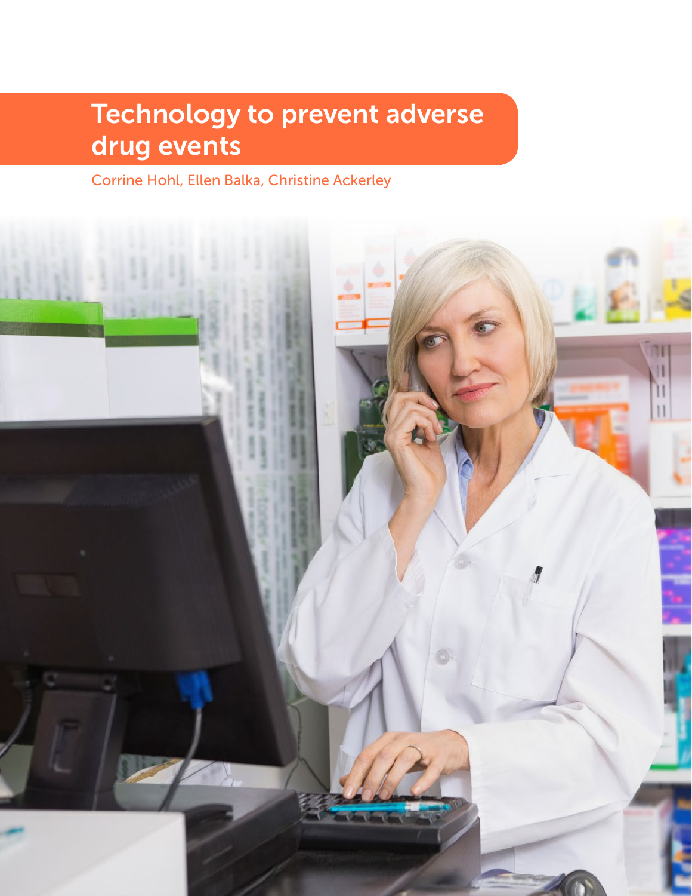# Technology to prevent adverse drug events

Corrine Hohl, Ellen Balka, Christine Ackerley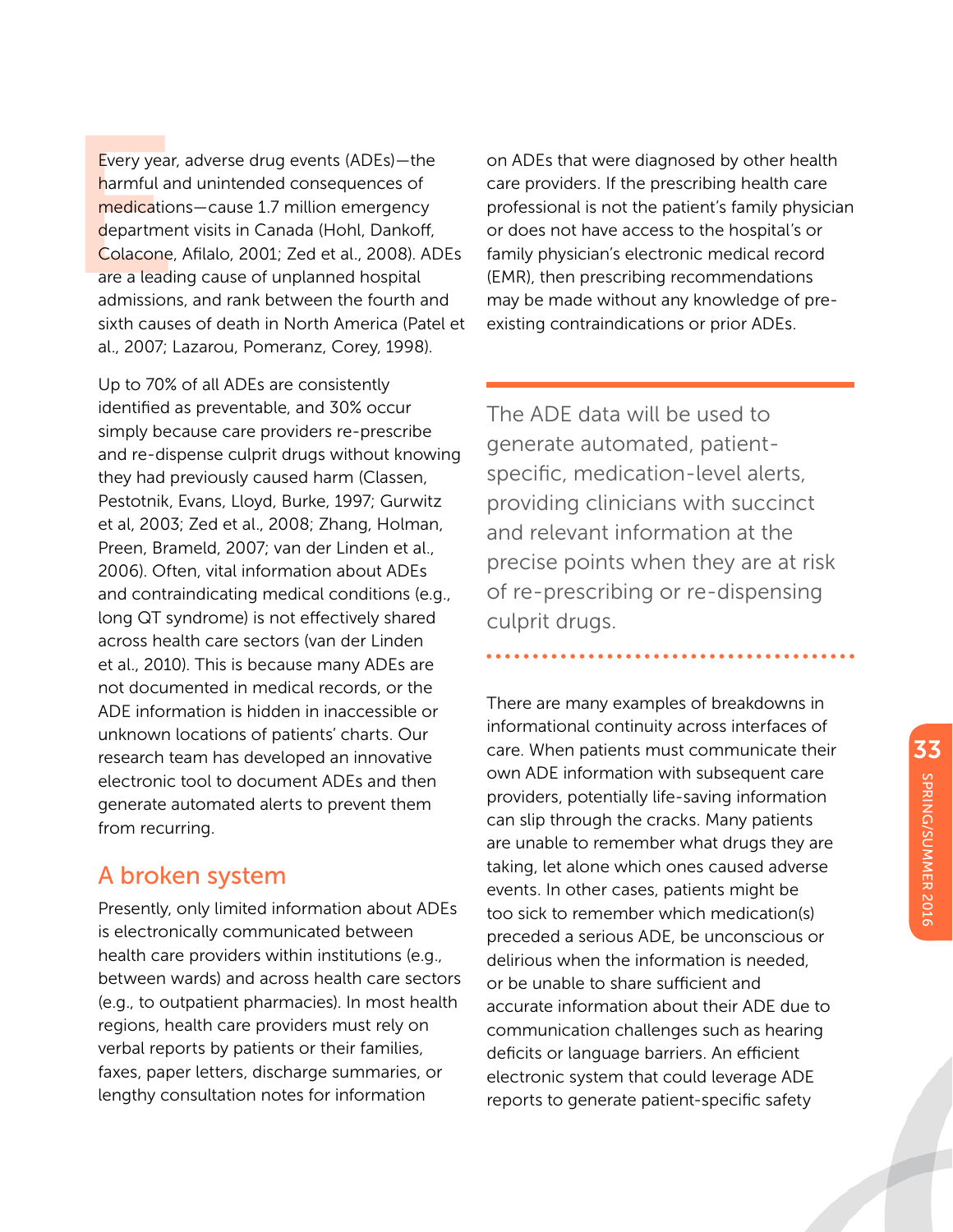Every year, adverse drug events (ADEs)—the harmful and unintended consequences of medications—cause 1.7 million emergency department visits in Canada (Hohl, Dankoff, Colacone, Afilalo, 2001; Zed et al., 2008). ADEs are a leading cause of unplanned hospital admissions, and rank between the fourth and sixth causes of death in North America (Patel et al., 2007; Lazarou, Pomeranz, Corey, 1998).

Up to 70% of all ADEs are consistently identified as preventable, and 30% occur simply because care providers re-prescribe and re-dispense culprit drugs without knowing they had previously caused harm (Classen, Pestotnik, Evans, Lloyd, Burke, 1997; Gurwitz et al, 2003; Zed et al., 2008; Zhang, Holman, Preen, Brameld, 2007; van der Linden et al., 2006). Often, vital information about ADEs and contraindicating medical conditions (e.g., long QT syndrome) is not effectively shared across health care sectors (van der Linden et al., 2010). This is because many ADEs are not documented in medical records, or the ADE information is hidden in inaccessible or unknown locations of patients' charts. Our research team has developed an innovative electronic tool to document ADEs and then generate automated alerts to prevent them from recurring.

## A broken system

Presently, only limited information about ADEs is electronically communicated between health care providers within institutions (e.g., between wards) and across health care sectors (e.g., to outpatient pharmacies). In most health regions, health care providers must rely on verbal reports by patients or their families, faxes, paper letters, discharge summaries, or lengthy consultation notes for information on ADEs that were diagnosed by other health care providers. If the prescribing health care professional is not the patient's family physician or does not have access to the hospital's or family physician's electronic medical record (EMR), then prescribing recommendations may be made without any knowledge of pre-existing contraindications or prior ADEs.

> The ADE data will be used to generate automated, patient-specific, medication-level alerts, providing clinicians with succinct and relevant information at the precise points when they are at risk of re-prescribing or re-dispensing culprit drugs.

There are many examples of breakdowns in informational continuity across interfaces of care. When patients must communicate their own ADE information with subsequent care providers, potentially life-saving information can slip through the cracks. Many patients are unable to remember what drugs they are taking, let alone which ones caused adverse events. In other cases, patients might be too sick to remember which medication(s) preceded a serious ADE, be unconscious or delirious when the information is needed, or be unable to share sufficient and accurate information about their ADE due to communication challenges such as hearing deficits or language barriers. An efficient electronic system that could leverage ADE reports to generate patient-specific safety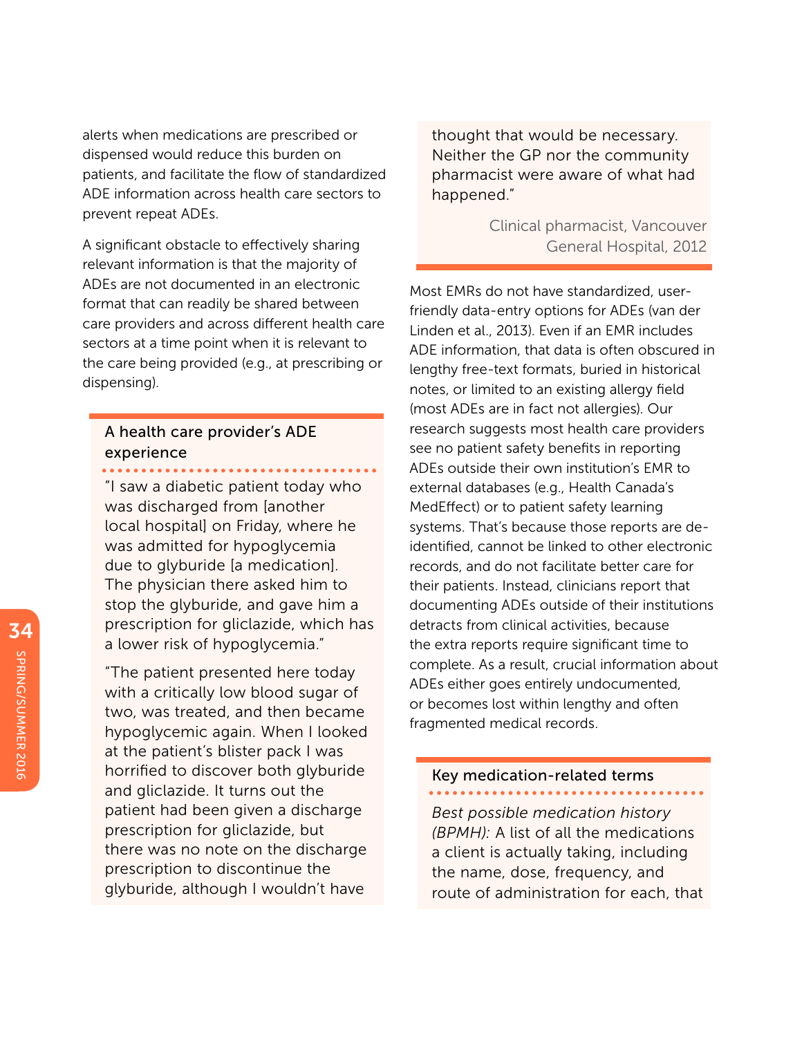alerts when medications are prescribed or dispensed would reduce this burden on patients, and facilitate the flow of standardized ADE information across health care sectors to prevent repeat ADEs.

A significant obstacle to effectively sharing relevant information is that the majority of ADEs are not documented in an electronic format that can readily be shared between care providers and across different health care sectors at a time point when it is relevant to the care being provided (e.g., at prescribing or dispensing).

> **A health care provider's ADE experience**
>
> "I saw a diabetic patient today who was discharged from [another local hospital] on Friday, where he was admitted for hypoglycemia due to glyburide [a medication]. The physician there asked him to stop the glyburide, and gave him a prescription for gliclazide, which has a lower risk of hypoglycemia."
>
> "The patient presented here today with a critically low blood sugar of two, was treated, and then became hypoglycemic again. When I looked at the patient's blister pack I was horrified to discover both glyburide and gliclazide. It turns out the patient had been given a discharge prescription for gliclazide, but there was no note on the discharge prescription to discontinue the glyburide, although I wouldn't have thought that would be necessary. Neither the GP nor the community pharmacist were aware of what had happened."
>
> Clinical pharmacist, Vancouver General Hospital, 2012

Most EMRs do not have standardized, user-friendly data-entry options for ADEs (van der Linden et al., 2013). Even if an EMR includes ADE information, that data is often obscured in lengthy free-text formats, buried in historical notes, or limited to an existing allergy field (most ADEs are in fact not allergies). Our research suggests most health care providers see no patient safety benefits in reporting ADEs outside their own institution's EMR to external databases (e.g., Health Canada's MedEffect) or to patient safety learning systems. That's because those reports are de-identified, cannot be linked to other electronic records, and do not facilitate better care for their patients. Instead, clinicians report that documenting ADEs outside of their institutions detracts from clinical activities, because the extra reports require significant time to complete. As a result, crucial information about ADEs either goes entirely undocumented, or becomes lost within lengthy and often fragmented medical records.

> **Key medication-related terms**
>
> *Best possible medication history (BPMH):* A list of all the medications a client is actually taking, including the name, dose, frequency, and route of administration for each, that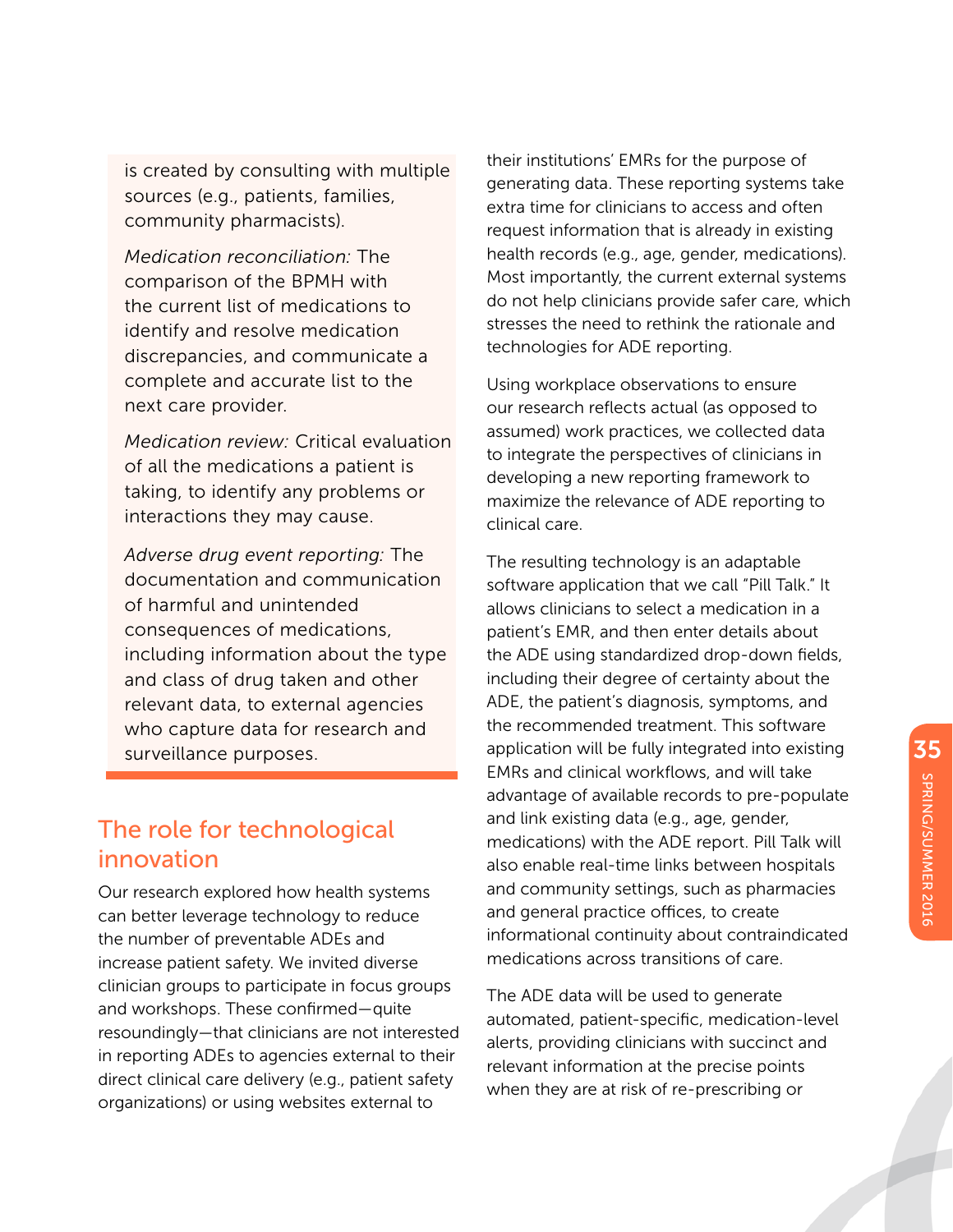is created by consulting with multiple sources (e.g., patients, families, community pharmacists).

*Medication reconciliation:* The comparison of the BPMH with the current list of medications to identify and resolve medication discrepancies, and communicate a complete and accurate list to the next care provider.

*Medication review:* Critical evaluation of all the medications a patient is taking, to identify any problems or interactions they may cause.

*Adverse drug event reporting:* The documentation and communication of harmful and unintended consequences of medications, including information about the type and class of drug taken and other relevant data, to external agencies who capture data for research and surveillance purposes.

## The role for technological innovation

Our research explored how health systems can better leverage technology to reduce the number of preventable ADEs and increase patient safety. We invited diverse clinician groups to participate in focus groups and workshops. These confirmed—quite resoundingly—that clinicians are not interested in reporting ADEs to agencies external to their direct clinical care delivery (e.g., patient safety organizations) or using websites external to their institutions' EMRs for the purpose of generating data. These reporting systems take extra time for clinicians to access and often request information that is already in existing health records (e.g., age, gender, medications). Most importantly, the current external systems do not help clinicians provide safer care, which stresses the need to rethink the rationale and technologies for ADE reporting.

Using workplace observations to ensure our research reflects actual (as opposed to assumed) work practices, we collected data to integrate the perspectives of clinicians in developing a new reporting framework to maximize the relevance of ADE reporting to clinical care.

The resulting technology is an adaptable software application that we call "Pill Talk." It allows clinicians to select a medication in a patient's EMR, and then enter details about the ADE using standardized drop-down fields, including their degree of certainty about the ADE, the patient's diagnosis, symptoms, and the recommended treatment. This software application will be fully integrated into existing EMRs and clinical workflows, and will take advantage of available records to pre-populate and link existing data (e.g., age, gender, medications) with the ADE report. Pill Talk will also enable real-time links between hospitals and community settings, such as pharmacies and general practice offices, to create informational continuity about contraindicated medications across transitions of care.

The ADE data will be used to generate automated, patient-specific, medication-level alerts, providing clinicians with succinct and relevant information at the precise points when they are at risk of re-prescribing or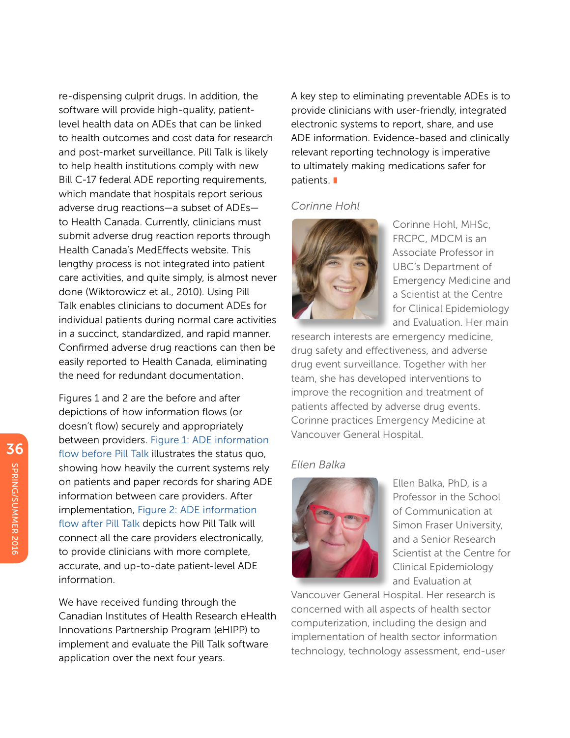re-dispensing culprit drugs. In addition, the software will provide high-quality, patient-level health data on ADEs that can be linked to health outcomes and cost data for research and post-market surveillance. Pill Talk is likely to help health institutions comply with new Bill C-17 federal ADE reporting requirements, which mandate that hospitals report serious adverse drug reactions—a subset of ADEs—to Health Canada. Currently, clinicians must submit adverse drug reaction reports through Health Canada's MedEffects website. This lengthy process is not integrated into patient care activities, and quite simply, is almost never done (Wiktorowicz et al., 2010). Using Pill Talk enables clinicians to document ADEs for individual patients during normal care activities in a succinct, standardized, and rapid manner. Confirmed adverse drug reactions can then be easily reported to Health Canada, eliminating the need for redundant documentation.

Figures 1 and 2 are the before and after depictions of how information flows (or doesn't flow) securely and appropriately between providers. Figure 1: ADE information flow before Pill Talk illustrates the status quo, showing how heavily the current systems rely on patients and paper records for sharing ADE information between care providers. After implementation, Figure 2: ADE information flow after Pill Talk depicts how Pill Talk will connect all the care providers electronically, to provide clinicians with more complete, accurate, and up-to-date patient-level ADE information.

We have received funding through the Canadian Institutes of Health Research eHealth Innovations Partnership Program (eHIPP) to implement and evaluate the Pill Talk software application over the next four years.

A key step to eliminating preventable ADEs is to provide clinicians with user-friendly, integrated electronic systems to report, share, and use ADE information. Evidence-based and clinically relevant reporting technology is imperative to ultimately making medications safer for patients.

*Corinne Hohl*

Corinne Hohl, MHSc, FRCPC, MDCM is an Associate Professor in UBC's Department of Emergency Medicine and a Scientist at the Centre for Clinical Epidemiology and Evaluation. Her main research interests are emergency medicine, drug safety and effectiveness, and adverse drug event surveillance. Together with her team, she has developed interventions to improve the recognition and treatment of patients affected by adverse drug events. Corinne practices Emergency Medicine at Vancouver General Hospital.

*Ellen Balka*

Ellen Balka, PhD, is a Professor in the School of Communication at Simon Fraser University, and a Senior Research Scientist at the Centre for Clinical Epidemiology and Evaluation at Vancouver General Hospital. Her research is concerned with all aspects of health sector computerization, including the design and implementation of health sector information technology, technology assessment, end-user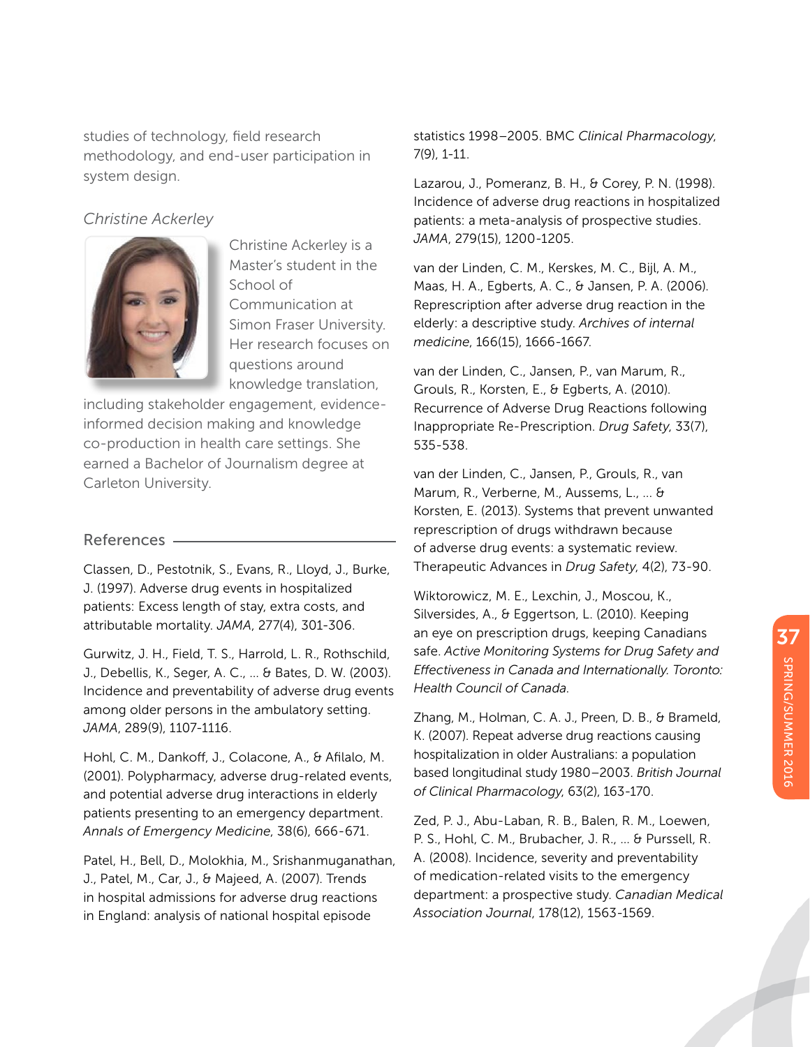studies of technology, field research methodology, and end-user participation in system design.

*Christine Ackerley*

Christine Ackerley is a Master's student in the School of Communication at Simon Fraser University. Her research focuses on questions around knowledge translation, including stakeholder engagement, evidence-informed decision making and knowledge co-production in health care settings. She earned a Bachelor of Journalism degree at Carleton University.

## References

Classen, D., Pestotnik, S., Evans, R., Lloyd, J., Burke, J. (1997). Adverse drug events in hospitalized patients: Excess length of stay, extra costs, and attributable mortality. *JAMA*, 277(4), 301-306.

Gurwitz, J. H., Field, T. S., Harrold, L. R., Rothschild, J., Debellis, K., Seger, A. C., … & Bates, D. W. (2003). Incidence and preventability of adverse drug events among older persons in the ambulatory setting. *JAMA*, 289(9), 1107-1116.

Hohl, C. M., Dankoff, J., Colacone, A., & Afilalo, M. (2001). Polypharmacy, adverse drug-related events, and potential adverse drug interactions in elderly patients presenting to an emergency department. *Annals of Emergency Medicine*, 38(6), 666-671.

Patel, H., Bell, D., Molokhia, M., Srishanmuganathan, J., Patel, M., Car, J., & Majeed, A. (2007). Trends in hospital admissions for adverse drug reactions in England: analysis of national hospital episode statistics 1998–2005. BMC *Clinical Pharmacology*, 7(9), 1-11.

Lazarou, J., Pomeranz, B. H., & Corey, P. N. (1998). Incidence of adverse drug reactions in hospitalized patients: a meta-analysis of prospective studies. *JAMA*, 279(15), 1200-1205.

van der Linden, C. M., Kerskes, M. C., Bijl, A. M., Maas, H. A., Egberts, A. C., & Jansen, P. A. (2006). Represcription after adverse drug reaction in the elderly: a descriptive study. *Archives of internal medicine*, 166(15), 1666-1667.

van der Linden, C., Jansen, P., van Marum, R., Grouls, R., Korsten, E., & Egberts, A. (2010). Recurrence of Adverse Drug Reactions following Inappropriate Re-Prescription. *Drug Safety*, 33(7), 535-538.

van der Linden, C., Jansen, P., Grouls, R., van Marum, R., Verberne, M., Aussems, L., … & Korsten, E. (2013). Systems that prevent unwanted represcription of drugs withdrawn because of adverse drug events: a systematic review. Therapeutic Advances in *Drug Safety*, 4(2), 73-90.

Wiktorowicz, M. E., Lexchin, J., Moscou, K., Silversides, A., & Eggertson, L. (2010). Keeping an eye on prescription drugs, keeping Canadians safe. *Active Monitoring Systems for Drug Safety and Effectiveness in Canada and Internationally. Toronto: Health Council of Canada.*

Zhang, M., Holman, C. A. J., Preen, D. B., & Brameld, K. (2007). Repeat adverse drug reactions causing hospitalization in older Australians: a population based longitudinal study 1980–2003. *British Journal of Clinical Pharmacology*, 63(2), 163-170.

Zed, P. J., Abu-Laban, R. B., Balen, R. M., Loewen, P. S., Hohl, C. M., Brubacher, J. R., … & Purssell, R. A. (2008). Incidence, severity and preventability of medication-related visits to the emergency department: a prospective study. *Canadian Medical Association Journal*, 178(12), 1563-1569.